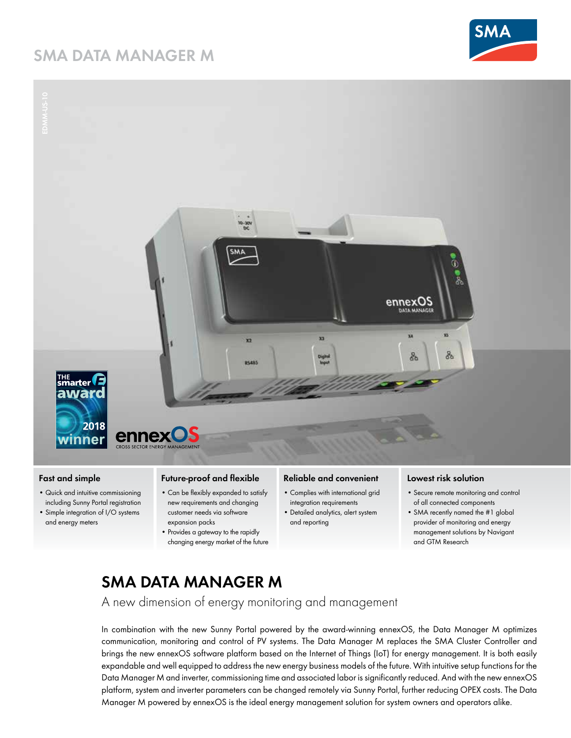# SMA DATA MANAGER M

### Fast and simple

- Quick and intuitive commissioning including Sunny Portal registration
- Simple integration of I/O systems and energy meters

### Future-proof and flexible

- Can be flexibly expanded to satisfy new requirements and changing customer needs via software expansion packs
- Provides a gateway to the rapidly changing energy market of the future

### Reliable and convenient

- Complies with international grid integration requirements
- Detailed analytics, alert system and reporting

### Lowest risk solution

- Secure remote monitoring and control of all connected components
- SMA recently named the #1 global provider of monitoring and energy management solutions by Navigant and GTM Research

## SMA DATA MANAGER M

A new dimension of energy monitoring and management

In combination with the new Sunny Portal powered by the award-winning ennexOS, the Data Manager M optimizes communication, monitoring and control of PV systems. The Data Manager M replaces the SMA Cluster Controller and brings the new ennexOS software platform based on the Internet of Things (IoT) for energy management. It is both easily expandable and well equipped to address the new energy business models of the future. With intuitive setup functions for the Data Manager M and inverter, commissioning time and associated labor is significantly reduced. And with the new ennexOS platform, system and inverter parameters can be changed remotely via Sunny Portal, further reducing OPEX costs. The Data Manager M powered by ennexOS is the ideal energy management solution for system owners and operators alike.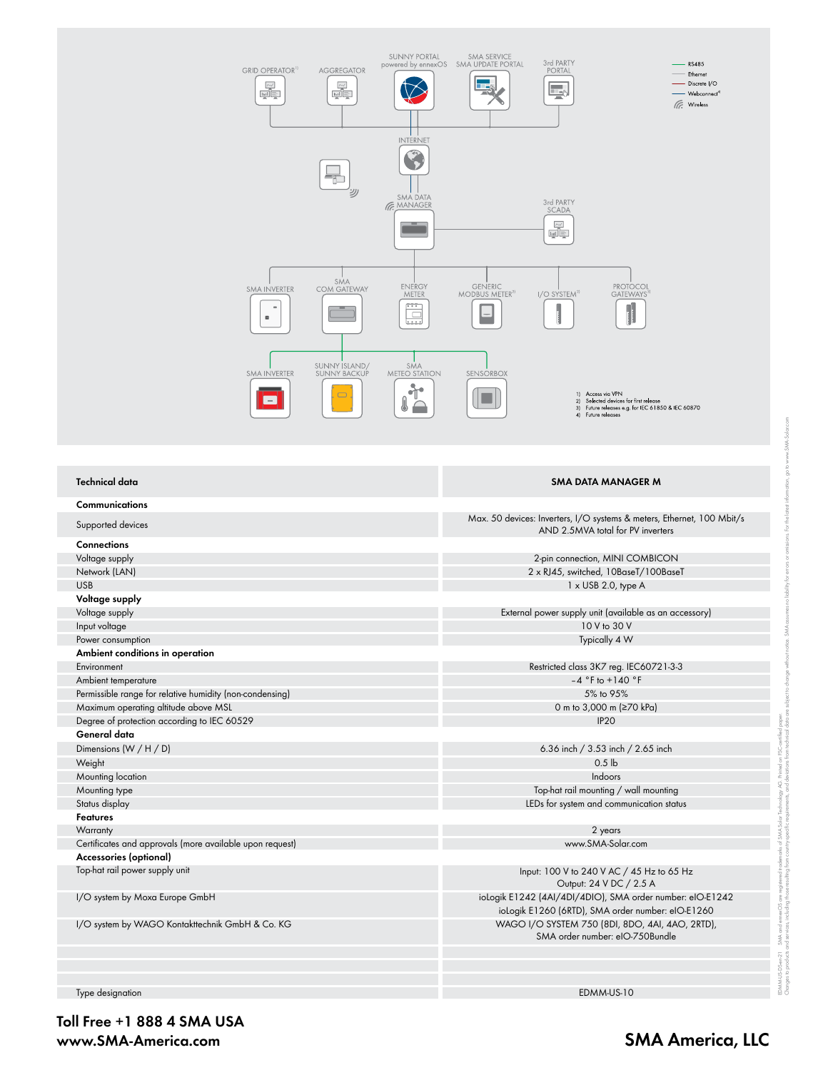GRID OPERATOR[1]

AGGREGATOR

SUNNY PORTAL powered by ennexOS

SMA SERVICE SMA UPDATE PORTAL

3rd PARTY PORTAL

RS485

Ethernet

Discrete I/O

Webconnect[4]

Wireless

INTERNET

SMA DATA MANAGER

3rd PARTY SCADA

SMA INVERTER

SMA COM GATEWAY

ENERGY METER

GENERIC MODBUS METER[2]

I/O SYSTEM[2]

PROTOCOL GATEWAYS[3]

SMA INVERTER

SUNNY ISLAND/ SUNNY BACKUP

SMA METEO STATION

SENSORBOX

1) Access via VPN
2) Selected devices for first release
3) Future releases e.g. for IEC 61850 & IEC 60870
4) Future releases

| Technical data | SMA DATA MANAGER M |
|---|---|
| **Communications** | |
| Supported devices | Max. 50 devices: Inverters, I/O systems & meters, Ethernet, 100 Mbit/s AND 2.5MVA total for PV inverters |
| **Connections** | |
| Voltage supply | 2-pin connection, MINI COMBICON |
| Network (LAN) | 2 x RJ45, switched, 10BaseT/100BaseT |
| USB | 1 x USB 2.0, type A |
| **Voltage supply** | |
| Voltage supply | External power supply unit (available as an accessory) |
| Input voltage | 10 V to 30 V |
| Power consumption | Typically 4 W |
| **Ambient conditions in operation** | |
| Environment | Restricted class 3K7 reg. IEC60721-3-3 |
| Ambient temperature | –4 °F to +140 °F |
| Permissible range for relative humidity (non-condensing) | 5% to 95% |
| Maximum operating altitude above MSL | 0 m to 3,000 m (≥70 kPa) |
| Degree of protection according to IEC 60529 | IP20 |
| **General data** | |
| Dimensions (W / H / D) | 6.36 inch / 3.53 inch / 2.65 inch |
| Weight | 0.5 lb |
| Mounting location | Indoors |
| Mounting type | Top-hat rail mounting / wall mounting |
| Status display | LEDs for system and communication status |
| **Features** | |
| Warranty | 2 years |
| Certificates and approvals (more available upon request) | www.SMA-Solar.com |
| **Accessories (optional)** | |
| Top-hat rail power supply unit | Input: 100 V to 240 V AC / 45 Hz to 65 Hz<br>Output: 24 V DC / 2.5 A |
| I/O system by Moxa Europe GmbH | ioLogik E1242 (4AI/4DI/4DIO), SMA order number: eIO-E1242<br>ioLogik E1260 (6RTD), SMA order number: eIO-E1260 |
| I/O system by WAGO Kontakttechnik GmbH & Co. KG | WAGO I/O SYSTEM 750 (8DI, 8DO, 4AI, 4AO, 2RTD), SMA order number: eIO-750Bundle |
| | |
| | |
| | |
| Type designation | EDMM-US-10 |

**Toll Free +1 888 4 SMA USA**
**www.SMA-America.com**

**SMA America, LLC**